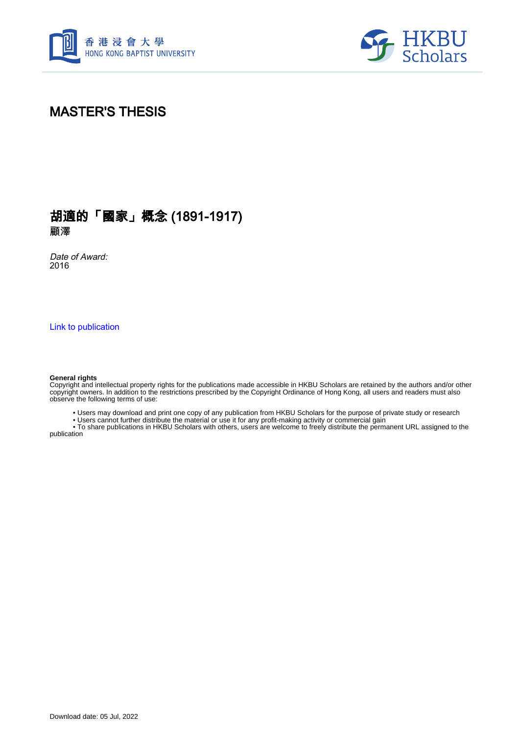# MASTER'S THESIS

## 胡適的「國家」概念 (1891-1917)

**顧澤**

*Date of Award:*
2016

[Link to publication]

**General rights**
Copyright and intellectual property rights for the publications made accessible in HKBU Scholars are retained by the authors and/or other copyright owners. In addition to the restrictions prescribed by the Copyright Ordinance of Hong Kong, all users and readers must also observe the following terms of use:

- Users may download and print one copy of any publication from HKBU Scholars for the purpose of private study or research
- Users cannot further distribute the material or use it for any profit-making activity or commercial gain
- To share publications in HKBU Scholars with others, users are welcome to freely distribute the permanent URL assigned to the publication

Download date: 05 Jul, 2022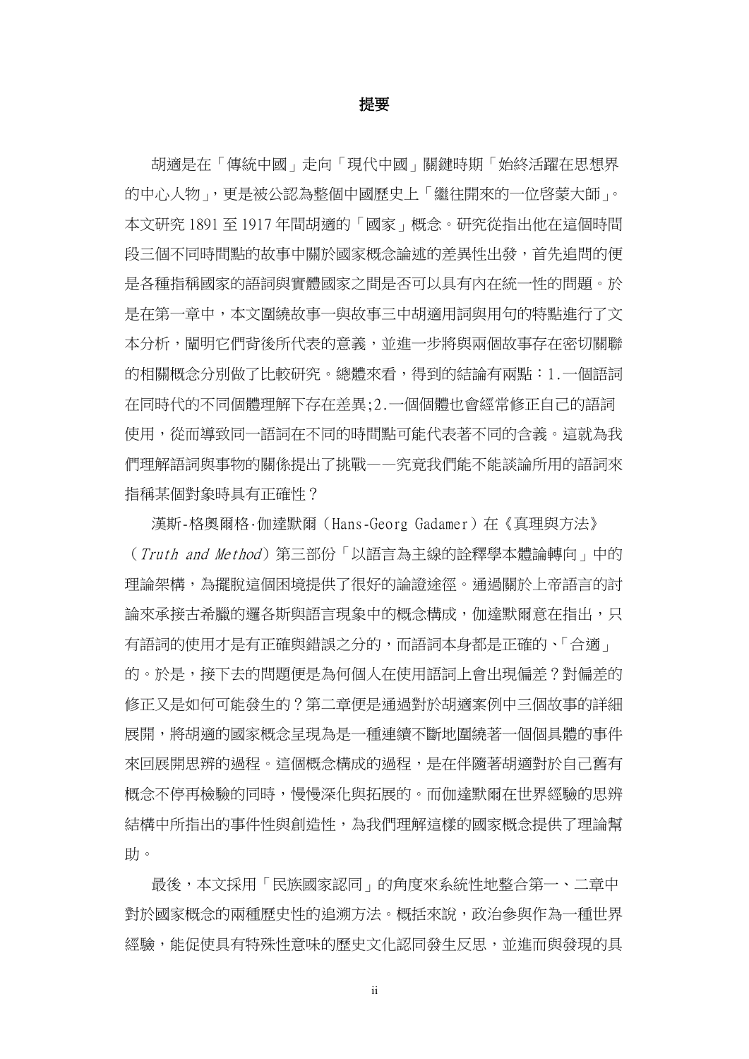# 提要

胡適是在「傳統中國」走向「現代中國」關鍵時期「始終活躍在思想界的中心人物」，更是被公認為整個中國歷史上「繼往開來的一位啓蒙大師」。本文研究 1891 至 1917 年間胡適的「國家」概念。研究從指出他在這個時間段三個不同時間點的故事中關於國家概念論述的差異性出發，首先追問的便是各種指稱國家的語詞與實體國家之間是否可以具有內在統一性的問題。於是在第一章中，本文圍繞故事一與故事三中胡適用詞與用句的特點進行了文本分析，闡明它們背後所代表的意義，並進一步將與兩個故事存在密切關聯的相關概念分別做了比較研究。總體來看，得到的結論有兩點：1.一個語詞在同時代的不同個體理解下存在差異;2.一個個體也會經常修正自己的語詞使用，從而導致同一語詞在不同的時間點可能代表著不同的含義。這就為我們理解語詞與事物的關係提出了挑戰——究竟我們能不能談論所用的語詞來指稱某個對象時具有正確性？

漢斯-格奧爾格·伽達默爾（Hans-Georg Gadamer）在《真理與方法》（*Truth and Method*）第三部份「以語言為主線的詮釋學本體論轉向」中的理論架構，為擺脫這個困境提供了很好的論證途徑。通過關於上帝語言的討論來承接古希臘的邏各斯與語言現象中的概念構成，伽達默爾意在指出，只有語詞的使用才是有正確與錯誤之分的，而語詞本身都是正確的、「合適」的。於是，接下去的問題便是為何個人在使用語詞上會出現偏差？對偏差的修正又是如何可能發生的？第二章便是通過對於胡適案例中三個故事的詳細展開，將胡適的國家概念呈現為是一種連續不斷地圍繞著一個個具體的事件來回展開思辨的過程。這個概念構成的過程，是在伴隨著胡適對於自己舊有概念不停再檢驗的同時，慢慢深化與拓展的。而伽達默爾在世界經驗的思辨結構中所指出的事件性與創造性，為我們理解這樣的國家概念提供了理論幫助。

最後，本文採用「民族國家認同」的角度來系統性地整合第一、二章中對於國家概念的兩種歷史性的追溯方法。概括來說，政治參與作為一種世界經驗，能促使具有特殊性意味的歷史文化認同發生反思，並進而與發現的具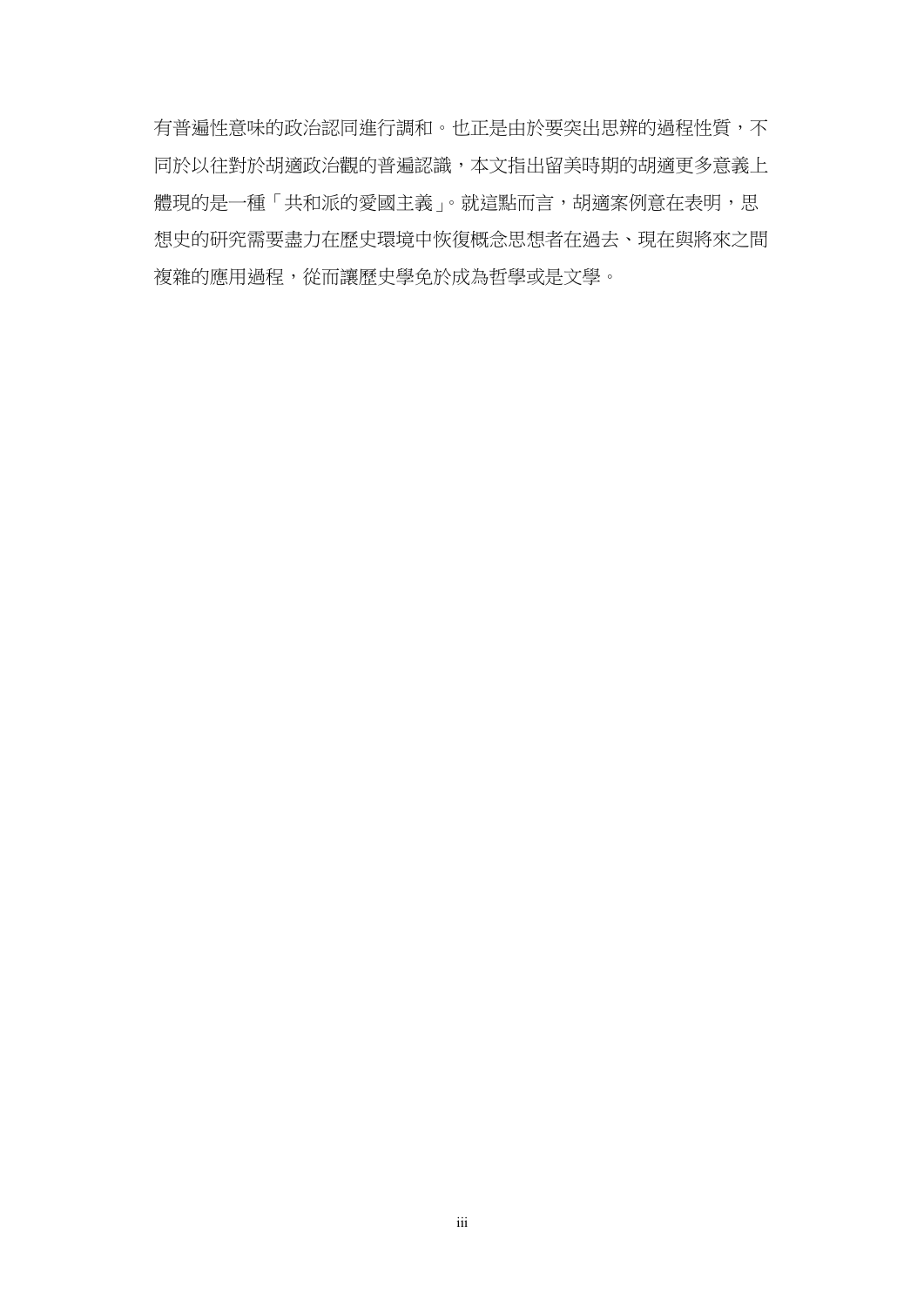有普遍性意味的政治認同進行調和。也正是由於要突出思辨的過程性質，不同於以往對於胡適政治觀的普遍認識，本文指出留美時期的胡適更多意義上體現的是一種「共和派的愛國主義」。就這點而言，胡適案例意在表明，思想史的研究需要盡力在歷史環境中恢復概念思想者在過去、現在與將來之間複雜的應用過程，從而讓歷史學免於成為哲學或是文學。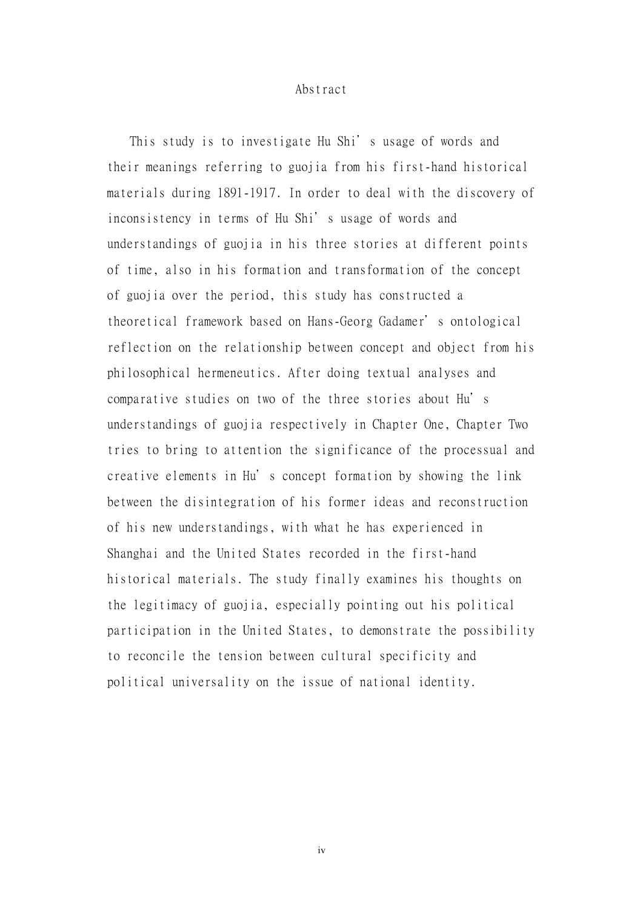# Abstract

This study is to investigate Hu Shi's usage of words and their meanings referring to guojia from his first-hand historical materials during 1891-1917. In order to deal with the discovery of inconsistency in terms of Hu Shi's usage of words and understandings of guojia in his three stories at different points of time, also in his formation and transformation of the concept of guojia over the period, this study has constructed a theoretical framework based on Hans-Georg Gadamer's ontological reflection on the relationship between concept and object from his philosophical hermeneutics. After doing textual analyses and comparative studies on two of the three stories about Hu's understandings of guojia respectively in Chapter One, Chapter Two tries to bring to attention the significance of the processual and creative elements in Hu's concept formation by showing the link between the disintegration of his former ideas and reconstruction of his new understandings, with what he has experienced in Shanghai and the United States recorded in the first-hand historical materials. The study finally examines his thoughts on the legitimacy of guojia, especially pointing out his political participation in the United States, to demonstrate the possibility to reconcile the tension between cultural specificity and political universality on the issue of national identity.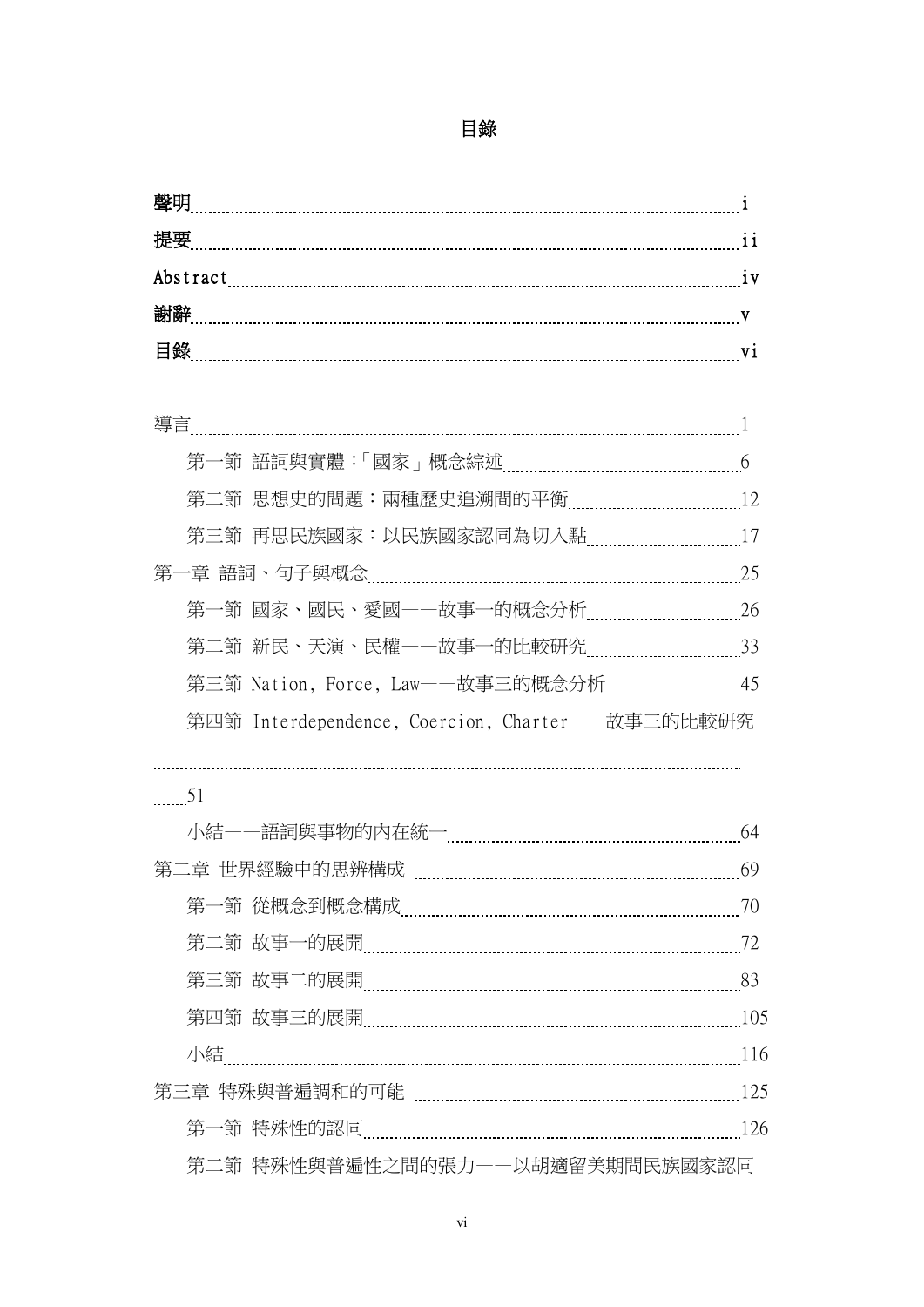# 目錄

**聲明** i
**提要** ii
Abstract iv
**謝辭** v
**目錄** vi

導言 1

第一節 語詞與實體:「國家」概念綜述 6

第二節 思想史的問題:兩種歷史追溯間的平衡 12

第三節 再思民族國家:以民族國家認同為切入點 17

第一章 語詞、句子與概念 25

第一節 國家、國民、愛國——故事一的概念分析 26

第二節 新民、天演、民權——故事一的比較研究 33

第三節 Nation, Force, Law——故事三的概念分析 45

第四節 Interdependence, Coercion, Charter——故事三的比較研究 51

小結——語詞與事物的內在統一 64

第二章 世界經驗中的思辨構成 69

第一節 從概念到概念構成 70

第二節 故事一的展開 72

第三節 故事二的展開 83

第四節 故事三的展開 105

小結 116

第三章 特殊與普遍調和的可能 125

第一節 特殊性的認同 126

第二節 特殊性與普遍性之間的張力——以胡適留美期間民族國家認同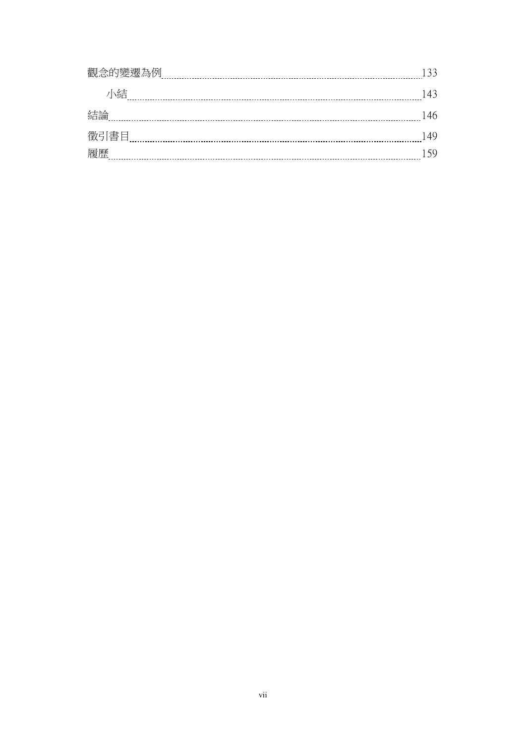觀念的變遷為例 133

　　小結 143

結論 146

徵引書目 149

履歷 159